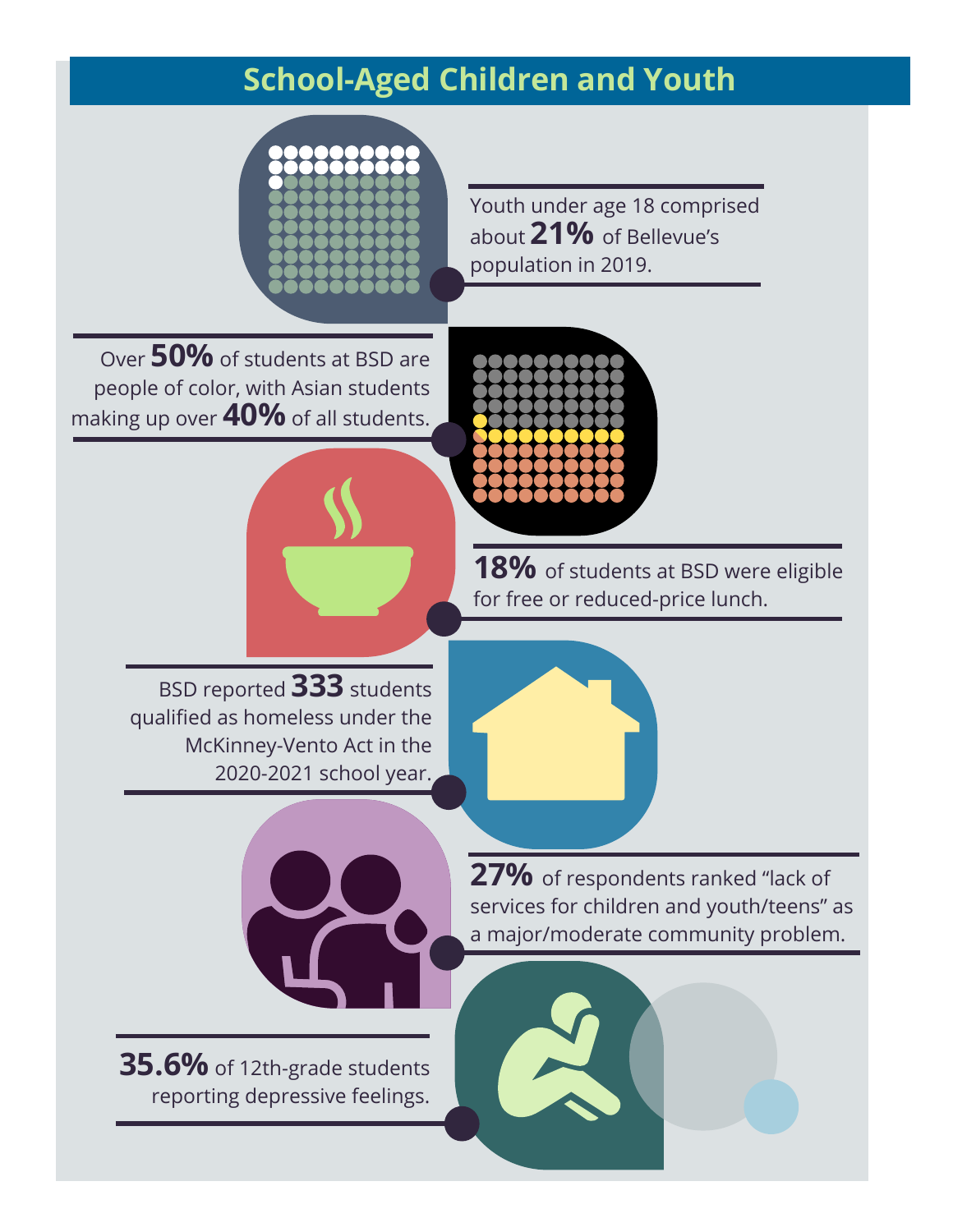# School-Aged Children and Youth

Youth under age 18 comprised about **21%** of Bellevue's population in 2019.

Over **50%** of students at BSD are people of color, with Asian students making up over **40%** of all students.

**18%** of students at BSD were eligible for free or reduced-price lunch.

BSD reported **333** students qualified as homeless under the McKinney-Vento Act in the 2020-2021 school year.

**27%** of respondents ranked "lack of services for children and youth/teens" as a major/moderate community problem.

**35.6%** of 12th-grade students reporting depressive feelings.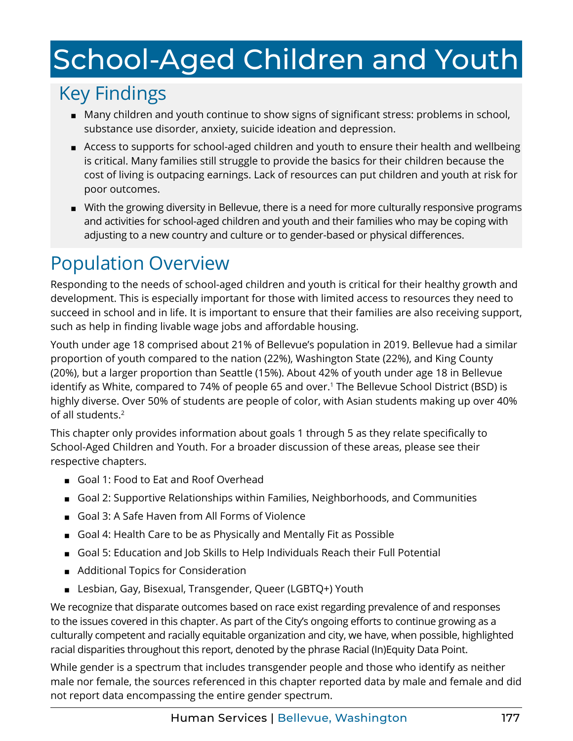# School-Aged Children and Youth

## Key Findings

- Many children and youth continue to show signs of significant stress: problems in school, substance use disorder, anxiety, suicide ideation and depression.
- Access to supports for school-aged children and youth to ensure their health and wellbeing is critical. Many families still struggle to provide the basics for their children because the cost of living is outpacing earnings. Lack of resources can put children and youth at risk for poor outcomes.
- With the growing diversity in Bellevue, there is a need for more culturally responsive programs and activities for school-aged children and youth and their families who may be coping with adjusting to a new country and culture or to gender-based or physical differences.

## Population Overview

Responding to the needs of school-aged children and youth is critical for their healthy growth and development. This is especially important for those with limited access to resources they need to succeed in school and in life. It is important to ensure that their families are also receiving support, such as help in finding livable wage jobs and affordable housing.

Youth under age 18 comprised about 21% of Bellevue's population in 2019. Bellevue had a similar proportion of youth compared to the nation (22%), Washington State (22%), and King County (20%), but a larger proportion than Seattle (15%). About 42% of youth under age 18 in Bellevue identify as White, compared to 74% of people 65 and over.[1] The Bellevue School District (BSD) is highly diverse. Over 50% of students are people of color, with Asian students making up over 40% of all students.[2]

This chapter only provides information about goals 1 through 5 as they relate specifically to School-Aged Children and Youth. For a broader discussion of these areas, please see their respective chapters.

- Goal 1: Food to Eat and Roof Overhead
- Goal 2: Supportive Relationships within Families, Neighborhoods, and Communities
- Goal 3: A Safe Haven from All Forms of Violence
- Goal 4: Health Care to be as Physically and Mentally Fit as Possible
- Goal 5: Education and Job Skills to Help Individuals Reach their Full Potential
- Additional Topics for Consideration
- Lesbian, Gay, Bisexual, Transgender, Queer (LGBTQ+) Youth

We recognize that disparate outcomes based on race exist regarding prevalence of and responses to the issues covered in this chapter. As part of the City's ongoing efforts to continue growing as a culturally competent and racially equitable organization and city, we have, when possible, highlighted racial disparities throughout this report, denoted by the phrase Racial (In)Equity Data Point.

While gender is a spectrum that includes transgender people and those who identify as neither male nor female, the sources referenced in this chapter reported data by male and female and did not report data encompassing the entire gender spectrum.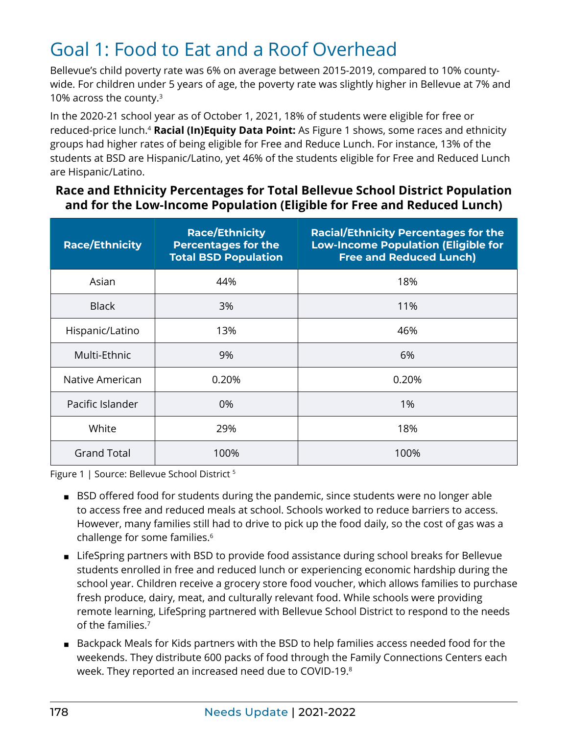# Goal 1: Food to Eat and a Roof Overhead

Bellevue's child poverty rate was 6% on average between 2015-2019, compared to 10% county-wide. For children under 5 years of age, the poverty rate was slightly higher in Bellevue at 7% and 10% across the county.[3]

In the 2020-21 school year as of October 1, 2021, 18% of students were eligible for free or reduced-price lunch.[4] **Racial (In)Equity Data Point:** As Figure 1 shows, some races and ethnicity groups had higher rates of being eligible for Free and Reduce Lunch. For instance, 13% of the students at BSD are Hispanic/Latino, yet 46% of the students eligible for Free and Reduced Lunch are Hispanic/Latino.

**Race and Ethnicity Percentages for Total Bellevue School District Population and for the Low-Income Population (Eligible for Free and Reduced Lunch)**

| Race/Ethnicity | Race/Ethnicity Percentages for the Total BSD Population | Racial/Ethnicity Percentages for the Low-Income Population (Eligible for Free and Reduced Lunch) |
|---|---|---|
| Asian | 44% | 18% |
| Black | 3% | 11% |
| Hispanic/Latino | 13% | 46% |
| Multi-Ethnic | 9% | 6% |
| Native American | 0.20% | 0.20% |
| Pacific Islander | 0% | 1% |
| White | 29% | 18% |
| Grand Total | 100% | 100% |

Figure 1 | Source: Bellevue School District [5]

- BSD offered food for students during the pandemic, since students were no longer able to access free and reduced meals at school. Schools worked to reduce barriers to access. However, many families still had to drive to pick up the food daily, so the cost of gas was a challenge for some families.[6]
- LifeSpring partners with BSD to provide food assistance during school breaks for Bellevue students enrolled in free and reduced lunch or experiencing economic hardship during the school year. Children receive a grocery store food voucher, which allows families to purchase fresh produce, dairy, meat, and culturally relevant food. While schools were providing remote learning, LifeSpring partnered with Bellevue School District to respond to the needs of the families.[7]
- Backpack Meals for Kids partners with the BSD to help families access needed food for the weekends. They distribute 600 packs of food through the Family Connections Centers each week. They reported an increased need due to COVID-19.[8]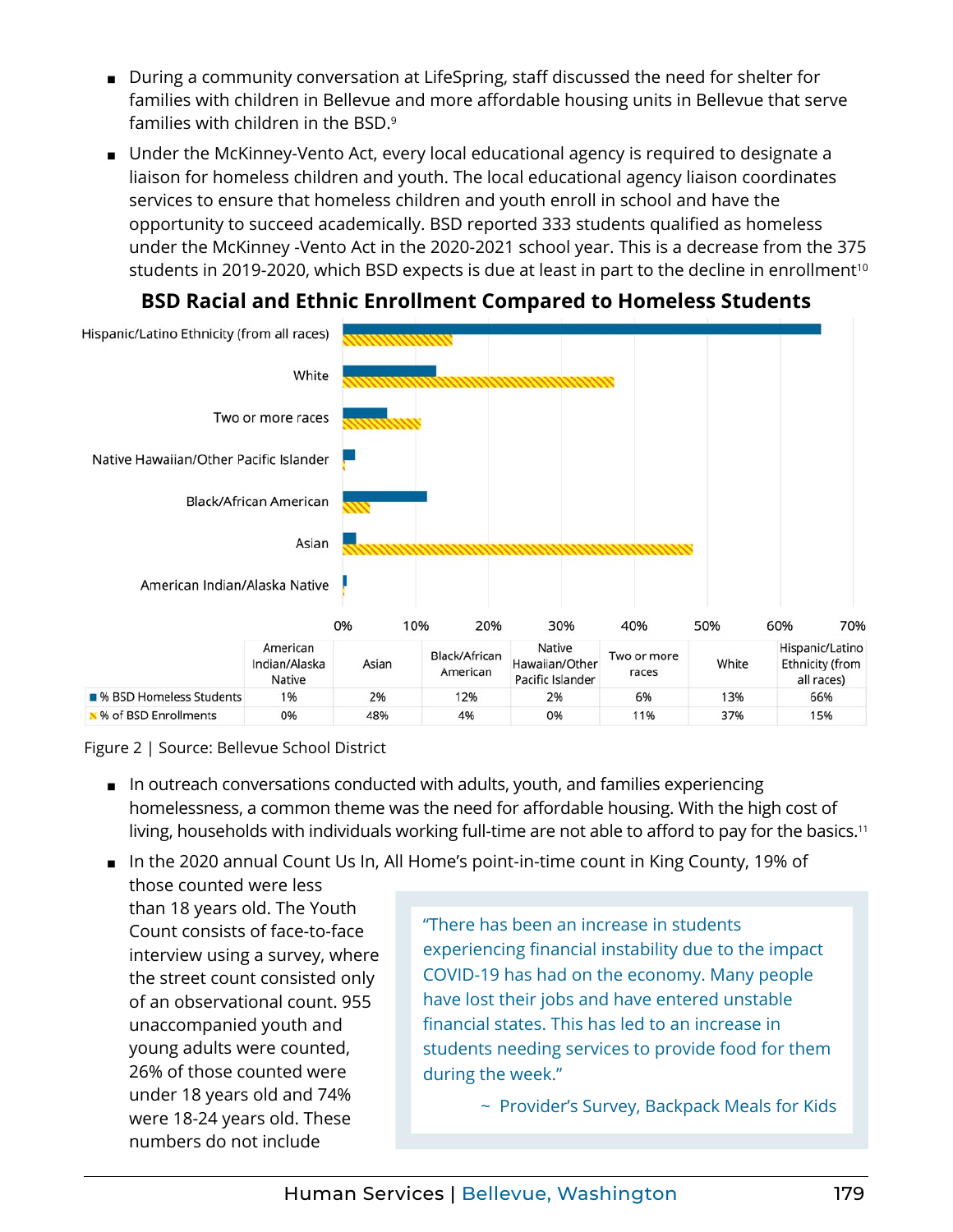- During a community conversation at LifeSpring, staff discussed the need for shelter for families with children in Bellevue and more affordable housing units in Bellevue that serve families with children in the BSD.[9]
- Under the McKinney-Vento Act, every local educational agency is required to designate a liaison for homeless children and youth. The local educational agency liaison coordinates services to ensure that homeless children and youth enroll in school and have the opportunity to succeed academically. BSD reported 333 students qualified as homeless under the McKinney -Vento Act in the 2020-2021 school year. This is a decrease from the 375 students in 2019-2020, which BSD expects is due at least in part to the decline in enrollment[10]

**BSD Racial and Ethnic Enrollment Compared to Homeless Students**

| | American Indian/Alaska Native | Asian | Black/African American | Native Hawaiian/Other Pacific Islander | Two or more races | White | Hispanic/Latino Ethnicity (from all races) |
|---|---|---|---|---|---|---|---|
| % BSD Homeless Students | 1% | 2% | 12% | 2% | 6% | 13% | 66% |
| % of BSD Enrollments | 0% | 48% | 4% | 0% | 11% | 37% | 15% |

Figure 2 | Source: Bellevue School District

- In outreach conversations conducted with adults, youth, and families experiencing homelessness, a common theme was the need for affordable housing. With the high cost of living, households with individuals working full-time are not able to afford to pay for the basics.[11]
- In the 2020 annual Count Us In, All Home's point-in-time count in King County, 19% of those counted were less than 18 years old. The Youth Count consists of face-to-face interview using a survey, where the street count consisted only of an observational count. 955 unaccompanied youth and young adults were counted, 26% of those counted were under 18 years old and 74% were 18-24 years old. These numbers do not include

> "There has been an increase in students experiencing financial instability due to the impact COVID-19 has had on the economy. Many people have lost their jobs and have entered unstable financial states. This has led to an increase in students needing services to provide food for them during the week."
>
> ~ Provider's Survey, Backpack Meals for Kids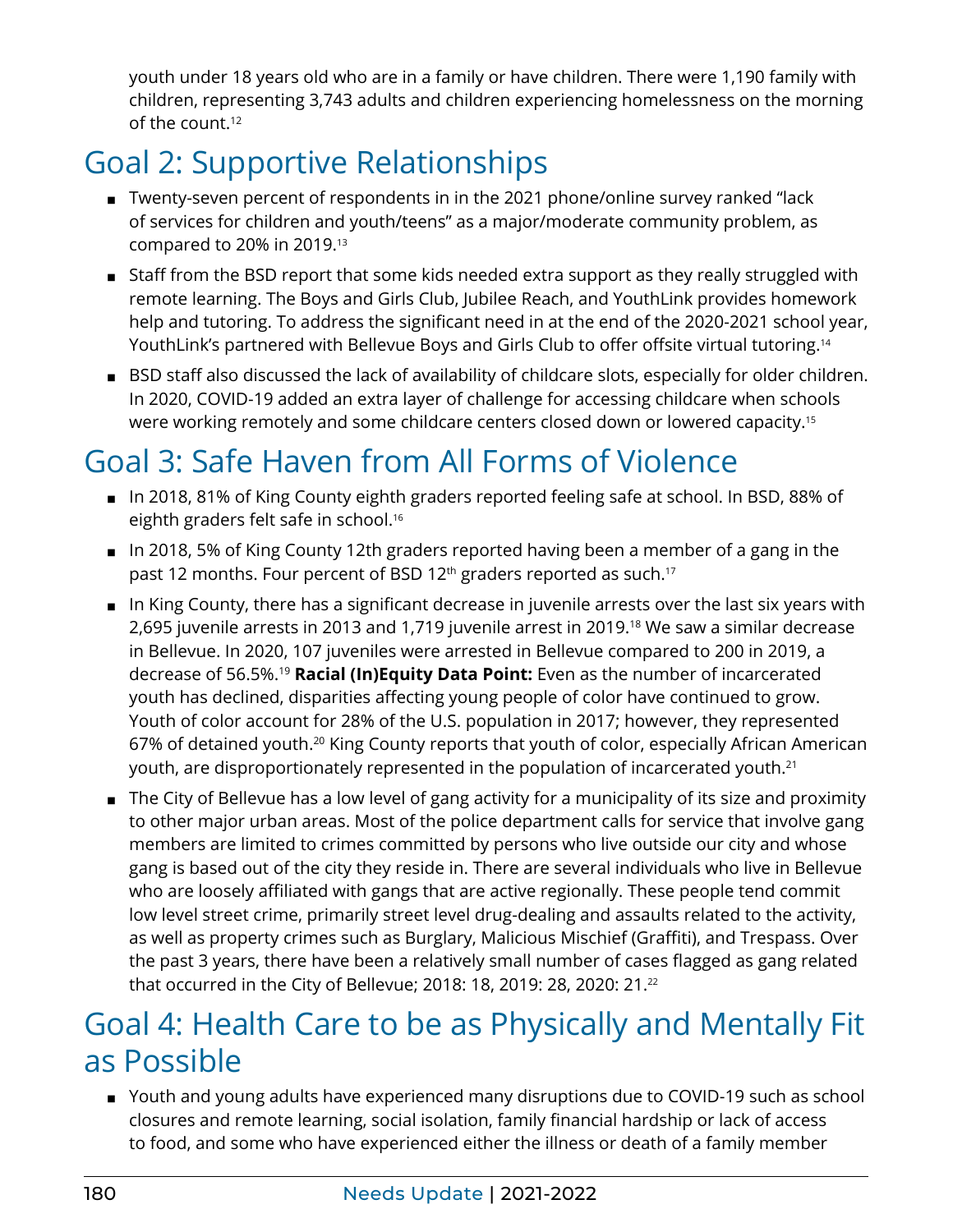youth under 18 years old who are in a family or have children. There were 1,190 family with children, representing 3,743 adults and children experiencing homelessness on the morning of the count.[12]

## Goal 2: Supportive Relationships

- Twenty-seven percent of respondents in in the 2021 phone/online survey ranked "lack of services for children and youth/teens" as a major/moderate community problem, as compared to 20% in 2019.[13]
- Staff from the BSD report that some kids needed extra support as they really struggled with remote learning. The Boys and Girls Club, Jubilee Reach, and YouthLink provides homework help and tutoring. To address the significant need in at the end of the 2020-2021 school year, YouthLink's partnered with Bellevue Boys and Girls Club to offer offsite virtual tutoring.[14]
- BSD staff also discussed the lack of availability of childcare slots, especially for older children. In 2020, COVID-19 added an extra layer of challenge for accessing childcare when schools were working remotely and some childcare centers closed down or lowered capacity.[15]

## Goal 3: Safe Haven from All Forms of Violence

- In 2018, 81% of King County eighth graders reported feeling safe at school. In BSD, 88% of eighth graders felt safe in school.[16]
- In 2018, 5% of King County 12th graders reported having been a member of a gang in the past 12 months. Four percent of BSD 12th graders reported as such.[17]
- In King County, there has a significant decrease in juvenile arrests over the last six years with 2,695 juvenile arrests in 2013 and 1,719 juvenile arrest in 2019.[18] We saw a similar decrease in Bellevue. In 2020, 107 juveniles were arrested in Bellevue compared to 200 in 2019, a decrease of 56.5%.[19] **Racial (In)Equity Data Point:** Even as the number of incarcerated youth has declined, disparities affecting young people of color have continued to grow. Youth of color account for 28% of the U.S. population in 2017; however, they represented 67% of detained youth.[20] King County reports that youth of color, especially African American youth, are disproportionately represented in the population of incarcerated youth.[21]
- The City of Bellevue has a low level of gang activity for a municipality of its size and proximity to other major urban areas. Most of the police department calls for service that involve gang members are limited to crimes committed by persons who live outside our city and whose gang is based out of the city they reside in. There are several individuals who live in Bellevue who are loosely affiliated with gangs that are active regionally. These people tend commit low level street crime, primarily street level drug-dealing and assaults related to the activity, as well as property crimes such as Burglary, Malicious Mischief (Graffiti), and Trespass. Over the past 3 years, there have been a relatively small number of cases flagged as gang related that occurred in the City of Bellevue; 2018: 18, 2019: 28, 2020: 21.[22]

## Goal 4: Health Care to be as Physically and Mentally Fit as Possible

- Youth and young adults have experienced many disruptions due to COVID-19 such as school closures and remote learning, social isolation, family financial hardship or lack of access to food, and some who have experienced either the illness or death of a family member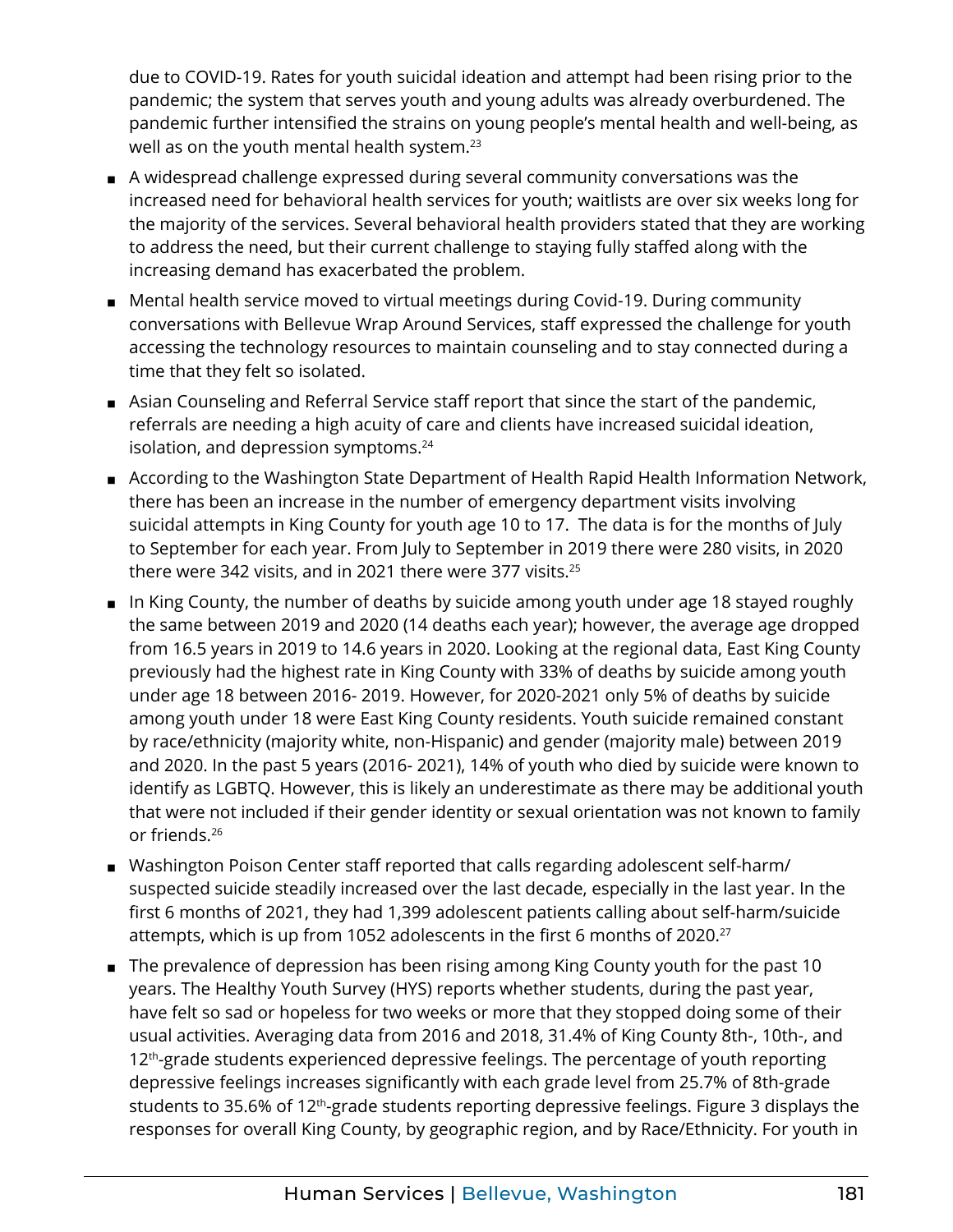due to COVID-19. Rates for youth suicidal ideation and attempt had been rising prior to the pandemic; the system that serves youth and young adults was already overburdened. The pandemic further intensified the strains on young people's mental health and well-being, as well as on the youth mental health system.[23]

- A widespread challenge expressed during several community conversations was the increased need for behavioral health services for youth; waitlists are over six weeks long for the majority of the services. Several behavioral health providers stated that they are working to address the need, but their current challenge to staying fully staffed along with the increasing demand has exacerbated the problem.
- Mental health service moved to virtual meetings during Covid-19. During community conversations with Bellevue Wrap Around Services, staff expressed the challenge for youth accessing the technology resources to maintain counseling and to stay connected during a time that they felt so isolated.
- Asian Counseling and Referral Service staff report that since the start of the pandemic, referrals are needing a high acuity of care and clients have increased suicidal ideation, isolation, and depression symptoms.[24]
- According to the Washington State Department of Health Rapid Health Information Network, there has been an increase in the number of emergency department visits involving suicidal attempts in King County for youth age 10 to 17. The data is for the months of July to September for each year. From July to September in 2019 there were 280 visits, in 2020 there were 342 visits, and in 2021 there were 377 visits.[25]
- In King County, the number of deaths by suicide among youth under age 18 stayed roughly the same between 2019 and 2020 (14 deaths each year); however, the average age dropped from 16.5 years in 2019 to 14.6 years in 2020. Looking at the regional data, East King County previously had the highest rate in King County with 33% of deaths by suicide among youth under age 18 between 2016- 2019. However, for 2020-2021 only 5% of deaths by suicide among youth under 18 were East King County residents. Youth suicide remained constant by race/ethnicity (majority white, non-Hispanic) and gender (majority male) between 2019 and 2020. In the past 5 years (2016- 2021), 14% of youth who died by suicide were known to identify as LGBTQ. However, this is likely an underestimate as there may be additional youth that were not included if their gender identity or sexual orientation was not known to family or friends.[26]
- Washington Poison Center staff reported that calls regarding adolescent self-harm/ suspected suicide steadily increased over the last decade, especially in the last year. In the first 6 months of 2021, they had 1,399 adolescent patients calling about self-harm/suicide attempts, which is up from 1052 adolescents in the first 6 months of 2020.[27]
- The prevalence of depression has been rising among King County youth for the past 10 years. The Healthy Youth Survey (HYS) reports whether students, during the past year, have felt so sad or hopeless for two weeks or more that they stopped doing some of their usual activities. Averaging data from 2016 and 2018, 31.4% of King County 8th-, 10th-, and 12th-grade students experienced depressive feelings. The percentage of youth reporting depressive feelings increases significantly with each grade level from 25.7% of 8th-grade students to 35.6% of 12th-grade students reporting depressive feelings. Figure 3 displays the responses for overall King County, by geographic region, and by Race/Ethnicity. For youth in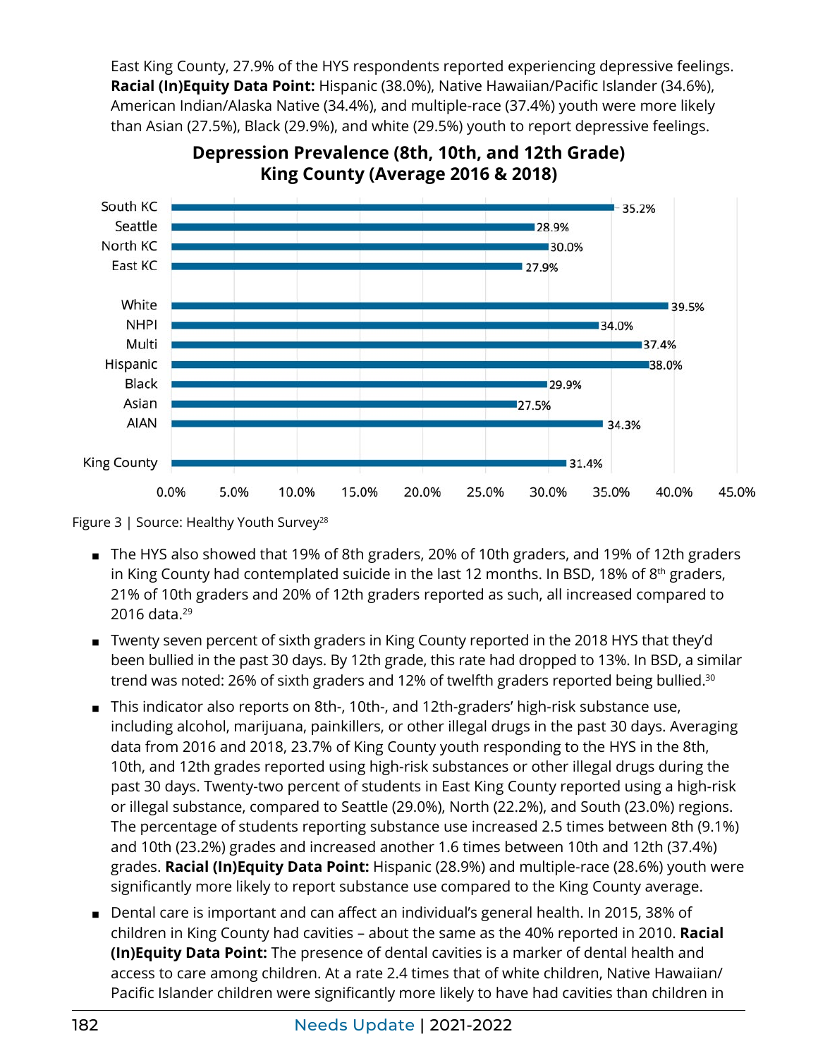East King County, 27.9% of the HYS respondents reported experiencing depressive feelings. **Racial (In)Equity Data Point:** Hispanic (38.0%), Native Hawaiian/Pacific Islander (34.6%), American Indian/Alaska Native (34.4%), and multiple-race (37.4%) youth were more likely than Asian (27.5%), Black (29.9%), and white (29.5%) youth to report depressive feelings.

**Depression Prevalence (8th, 10th, and 12th Grade)**
**King County (Average 2016 & 2018)**

| Group | Percent |
|---|---|
| South KC | 35.2% |
| Seattle | 28.9% |
| North KC | 30.0% |
| East KC | 27.9% |
| White | 39.5% |
| NHPI | 34.0% |
| Multi | 37.4% |
| Hispanic | 38.0% |
| Black | 29.9% |
| Asian | 27.5% |
| AIAN | 34.3% |
| King County | 31.4% |

Figure 3 | Source: Healthy Youth Survey[28]

- The HYS also showed that 19% of 8th graders, 20% of 10th graders, and 19% of 12th graders in King County had contemplated suicide in the last 12 months. In BSD, 18% of 8th graders, 21% of 10th graders and 20% of 12th graders reported as such, all increased compared to 2016 data.[29]
- Twenty seven percent of sixth graders in King County reported in the 2018 HYS that they'd been bullied in the past 30 days. By 12th grade, this rate had dropped to 13%. In BSD, a similar trend was noted: 26% of sixth graders and 12% of twelfth graders reported being bullied.[30]
- This indicator also reports on 8th-, 10th-, and 12th-graders' high-risk substance use, including alcohol, marijuana, painkillers, or other illegal drugs in the past 30 days. Averaging data from 2016 and 2018, 23.7% of King County youth responding to the HYS in the 8th, 10th, and 12th grades reported using high-risk substances or other illegal drugs during the past 30 days. Twenty-two percent of students in East King County reported using a high-risk or illegal substance, compared to Seattle (29.0%), North (22.2%), and South (23.0%) regions. The percentage of students reporting substance use increased 2.5 times between 8th (9.1%) and 10th (23.2%) grades and increased another 1.6 times between 10th and 12th (37.4%) grades. **Racial (In)Equity Data Point:** Hispanic (28.9%) and multiple-race (28.6%) youth were significantly more likely to report substance use compared to the King County average.
- Dental care is important and can affect an individual's general health. In 2015, 38% of children in King County had cavities – about the same as the 40% reported in 2010. **Racial (In)Equity Data Point:** The presence of dental cavities is a marker of dental health and access to care among children. At a rate 2.4 times that of white children, Native Hawaiian/Pacific Islander children were significantly more likely to have had cavities than children in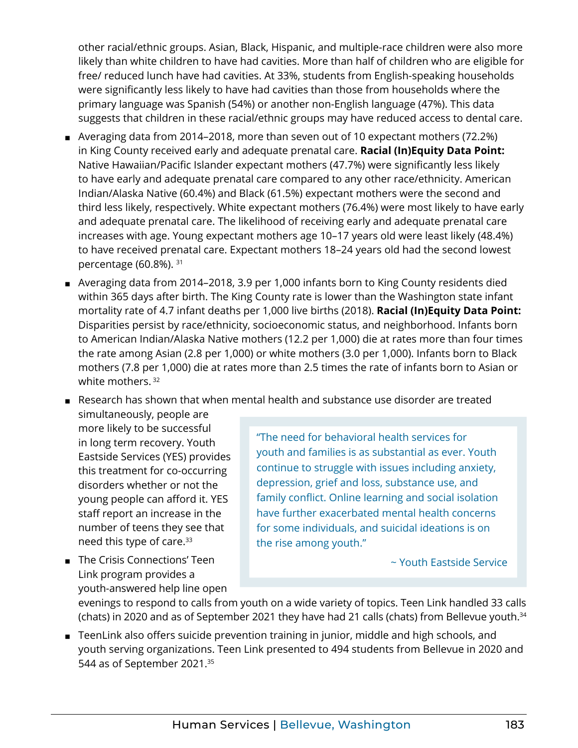other racial/ethnic groups. Asian, Black, Hispanic, and multiple-race children were also more likely than white children to have had cavities. More than half of children who are eligible for free/ reduced lunch have had cavities. At 33%, students from English-speaking households were significantly less likely to have had cavities than those from households where the primary language was Spanish (54%) or another non-English language (47%). This data suggests that children in these racial/ethnic groups may have reduced access to dental care.

- Averaging data from 2014–2018, more than seven out of 10 expectant mothers (72.2%) in King County received early and adequate prenatal care. **Racial (In)Equity Data Point:** Native Hawaiian/Pacific Islander expectant mothers (47.7%) were significantly less likely to have early and adequate prenatal care compared to any other race/ethnicity. American Indian/Alaska Native (60.4%) and Black (61.5%) expectant mothers were the second and third less likely, respectively. White expectant mothers (76.4%) were most likely to have early and adequate prenatal care. The likelihood of receiving early and adequate prenatal care increases with age. Young expectant mothers age 10–17 years old were least likely (48.4%) to have received prenatal care. Expectant mothers 18–24 years old had the second lowest percentage (60.8%). [31]
- Averaging data from 2014–2018, 3.9 per 1,000 infants born to King County residents died within 365 days after birth. The King County rate is lower than the Washington state infant mortality rate of 4.7 infant deaths per 1,000 live births (2018). **Racial (In)Equity Data Point:** Disparities persist by race/ethnicity, socioeconomic status, and neighborhood. Infants born to American Indian/Alaska Native mothers (12.2 per 1,000) die at rates more than four times the rate among Asian (2.8 per 1,000) or white mothers (3.0 per 1,000). Infants born to Black mothers (7.8 per 1,000) die at rates more than 2.5 times the rate of infants born to Asian or white mothers. [32]
- Research has shown that when mental health and substance use disorder are treated simultaneously, people are more likely to be successful in long term recovery. Youth Eastside Services (YES) provides this treatment for co-occurring disorders whether or not the young people can afford it. YES staff report an increase in the number of teens they see that need this type of care.[33]
- The Crisis Connections' Teen Link program provides a youth-answered help line open evenings to respond to calls from youth on a wide variety of topics. Teen Link handled 33 calls (chats) in 2020 and as of September 2021 they have had 21 calls (chats) from Bellevue youth.[34]
- TeenLink also offers suicide prevention training in junior, middle and high schools, and youth serving organizations. Teen Link presented to 494 students from Bellevue in 2020 and 544 as of September 2021.[35]

> "The need for behavioral health services for youth and families is as substantial as ever. Youth continue to struggle with issues including anxiety, depression, grief and loss, substance use, and family conflict. Online learning and social isolation have further exacerbated mental health concerns for some individuals, and suicidal ideations is on the rise among youth."
>
> ~ Youth Eastside Service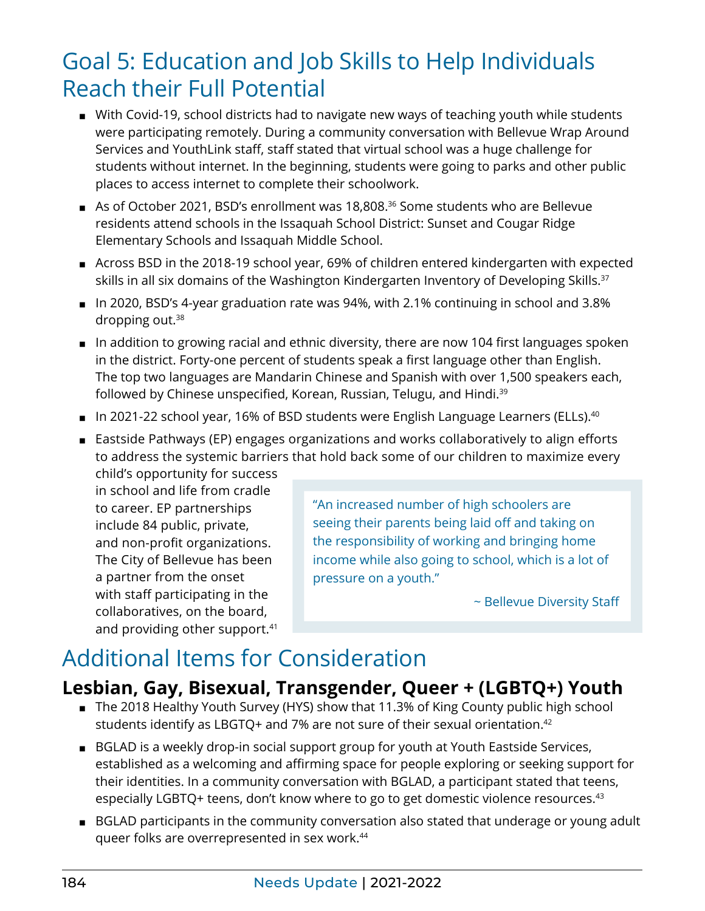# Goal 5: Education and Job Skills to Help Individuals Reach their Full Potential

- With Covid-19, school districts had to navigate new ways of teaching youth while students were participating remotely. During a community conversation with Bellevue Wrap Around Services and YouthLink staff, staff stated that virtual school was a huge challenge for students without internet. In the beginning, students were going to parks and other public places to access internet to complete their schoolwork.
- As of October 2021, BSD's enrollment was 18,808.[36] Some students who are Bellevue residents attend schools in the Issaquah School District: Sunset and Cougar Ridge Elementary Schools and Issaquah Middle School.
- Across BSD in the 2018-19 school year, 69% of children entered kindergarten with expected skills in all six domains of the Washington Kindergarten Inventory of Developing Skills.[37]
- In 2020, BSD's 4-year graduation rate was 94%, with 2.1% continuing in school and 3.8% dropping out.[38]
- In addition to growing racial and ethnic diversity, there are now 104 first languages spoken in the district. Forty-one percent of students speak a first language other than English. The top two languages are Mandarin Chinese and Spanish with over 1,500 speakers each, followed by Chinese unspecified, Korean, Russian, Telugu, and Hindi.[39]
- In 2021-22 school year, 16% of BSD students were English Language Learners (ELLs).[40]
- Eastside Pathways (EP) engages organizations and works collaboratively to align efforts to address the systemic barriers that hold back some of our children to maximize every child's opportunity for success in school and life from cradle to career. EP partnerships include 84 public, private, and non-profit organizations. The City of Bellevue has been a partner from the onset with staff participating in the collaboratives, on the board, and providing other support.[41]

> "An increased number of high schoolers are seeing their parents being laid off and taking on the responsibility of working and bringing home income while also going to school, which is a lot of pressure on a youth."
>
> ~ Bellevue Diversity Staff

# Additional Items for Consideration

## Lesbian, Gay, Bisexual, Transgender, Queer + (LGBTQ+) Youth

- The 2018 Healthy Youth Survey (HYS) show that 11.3% of King County public high school students identify as LBGTQ+ and 7% are not sure of their sexual orientation.[42]
- BGLAD is a weekly drop-in social support group for youth at Youth Eastside Services, established as a welcoming and affirming space for people exploring or seeking support for their identities. In a community conversation with BGLAD, a participant stated that teens, especially LGBTQ+ teens, don't know where to go to get domestic violence resources.[43]
- BGLAD participants in the community conversation also stated that underage or young adult queer folks are overrepresented in sex work.[44]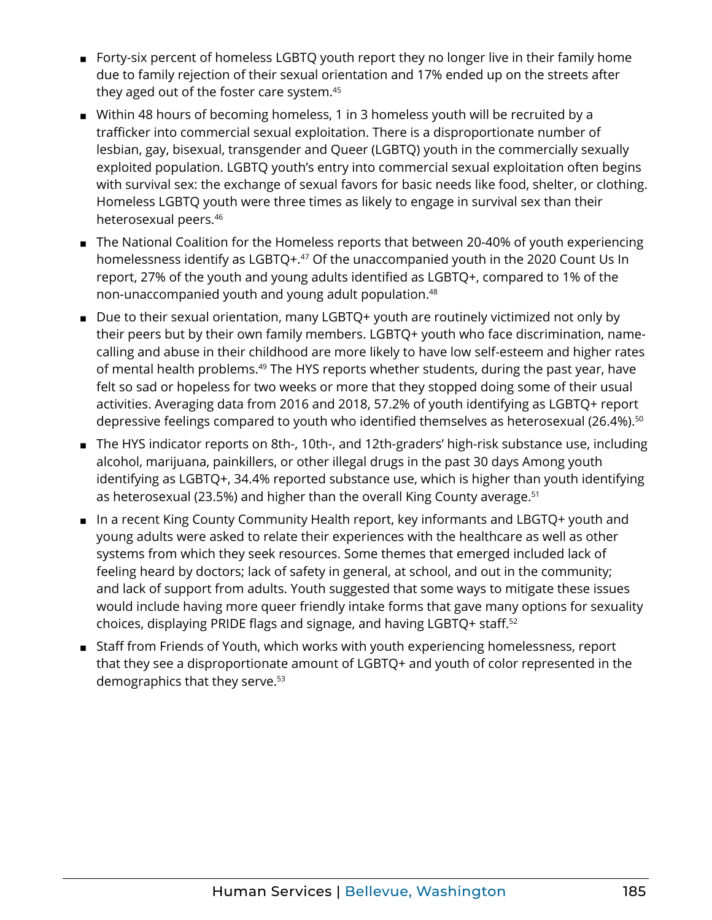- Forty-six percent of homeless LGBTQ youth report they no longer live in their family home due to family rejection of their sexual orientation and 17% ended up on the streets after they aged out of the foster care system.[45]
- Within 48 hours of becoming homeless, 1 in 3 homeless youth will be recruited by a trafficker into commercial sexual exploitation. There is a disproportionate number of lesbian, gay, bisexual, transgender and Queer (LGBTQ) youth in the commercially sexually exploited population. LGBTQ youth's entry into commercial sexual exploitation often begins with survival sex: the exchange of sexual favors for basic needs like food, shelter, or clothing. Homeless LGBTQ youth were three times as likely to engage in survival sex than their heterosexual peers.[46]
- The National Coalition for the Homeless reports that between 20-40% of youth experiencing homelessness identify as LGBTQ+.[47] Of the unaccompanied youth in the 2020 Count Us In report, 27% of the youth and young adults identified as LGBTQ+, compared to 1% of the non-unaccompanied youth and young adult population.[48]
- Due to their sexual orientation, many LGBTQ+ youth are routinely victimized not only by their peers but by their own family members. LGBTQ+ youth who face discrimination, name-calling and abuse in their childhood are more likely to have low self-esteem and higher rates of mental health problems.[49] The HYS reports whether students, during the past year, have felt so sad or hopeless for two weeks or more that they stopped doing some of their usual activities. Averaging data from 2016 and 2018, 57.2% of youth identifying as LGBTQ+ report depressive feelings compared to youth who identified themselves as heterosexual (26.4%).[50]
- The HYS indicator reports on 8th-, 10th-, and 12th-graders' high-risk substance use, including alcohol, marijuana, painkillers, or other illegal drugs in the past 30 days Among youth identifying as LGBTQ+, 34.4% reported substance use, which is higher than youth identifying as heterosexual (23.5%) and higher than the overall King County average.[51]
- In a recent King County Community Health report, key informants and LBGTQ+ youth and young adults were asked to relate their experiences with the healthcare as well as other systems from which they seek resources. Some themes that emerged included lack of feeling heard by doctors; lack of safety in general, at school, and out in the community; and lack of support from adults. Youth suggested that some ways to mitigate these issues would include having more queer friendly intake forms that gave many options for sexuality choices, displaying PRIDE flags and signage, and having LGBTQ+ staff.[52]
- Staff from Friends of Youth, which works with youth experiencing homelessness, report that they see a disproportionate amount of LGBTQ+ and youth of color represented in the demographics that they serve.[53]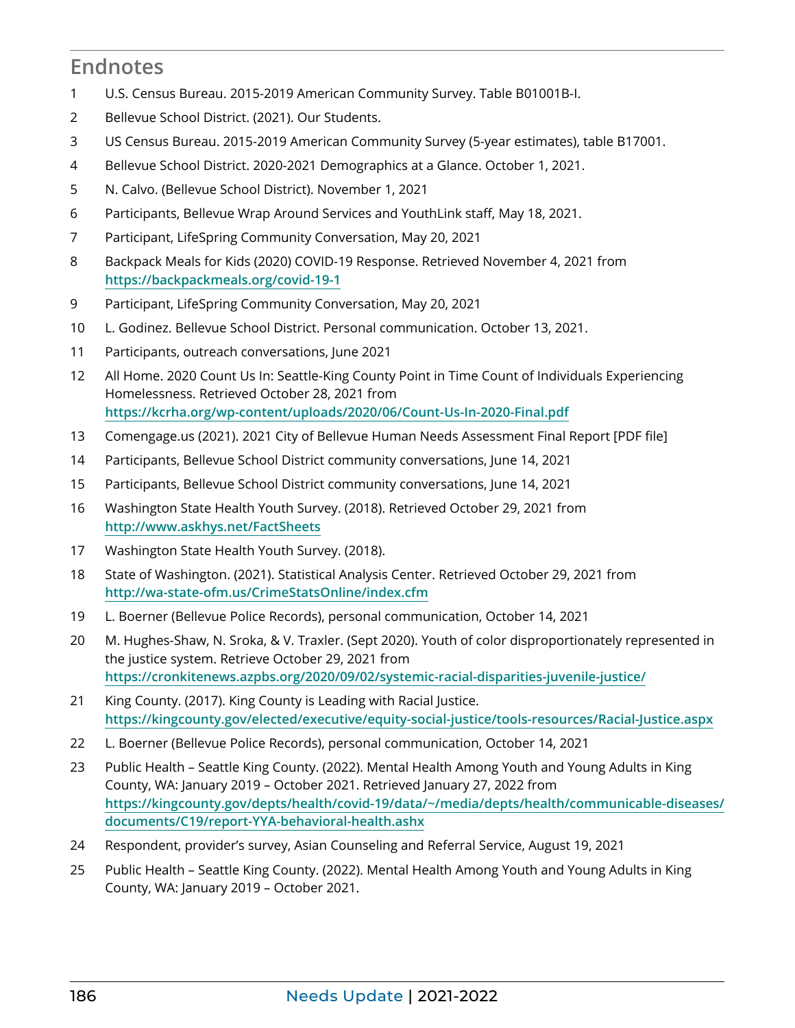## Endnotes

1. U.S. Census Bureau. 2015-2019 American Community Survey. Table B01001B-I.
2. Bellevue School District. (2021). Our Students.
3. US Census Bureau. 2015-2019 American Community Survey (5-year estimates), table B17001.
4. Bellevue School District. 2020-2021 Demographics at a Glance. October 1, 2021.
5. N. Calvo. (Bellevue School District). November 1, 2021
6. Participants, Bellevue Wrap Around Services and YouthLink staff, May 18, 2021.
7. Participant, LifeSpring Community Conversation, May 20, 2021
8. Backpack Meals for Kids (2020) COVID-19 Response. Retrieved November 4, 2021 from https://backpackmeals.org/covid-19-1
9. Participant, LifeSpring Community Conversation, May 20, 2021
10. L. Godinez. Bellevue School District. Personal communication. October 13, 2021.
11. Participants, outreach conversations, June 2021
12. All Home. 2020 Count Us In: Seattle-King County Point in Time Count of Individuals Experiencing Homelessness. Retrieved October 28, 2021 from https://kcrha.org/wp-content/uploads/2020/06/Count-Us-In-2020-Final.pdf
13. Comengage.us (2021). 2021 City of Bellevue Human Needs Assessment Final Report [PDF file]
14. Participants, Bellevue School District community conversations, June 14, 2021
15. Participants, Bellevue School District community conversations, June 14, 2021
16. Washington State Health Youth Survey. (2018). Retrieved October 29, 2021 from http://www.askhys.net/FactSheets
17. Washington State Health Youth Survey. (2018).
18. State of Washington. (2021). Statistical Analysis Center. Retrieved October 29, 2021 from http://wa-state-ofm.us/CrimeStatsOnline/index.cfm
19. L. Boerner (Bellevue Police Records), personal communication, October 14, 2021
20. M. Hughes-Shaw, N. Sroka, & V. Traxler. (Sept 2020). Youth of color disproportionately represented in the justice system. Retrieve October 29, 2021 from https://cronkitenews.azpbs.org/2020/09/02/systemic-racial-disparities-juvenile-justice/
21. King County. (2017). King County is Leading with Racial Justice. https://kingcounty.gov/elected/executive/equity-social-justice/tools-resources/Racial-Justice.aspx
22. L. Boerner (Bellevue Police Records), personal communication, October 14, 2021
23. Public Health – Seattle King County. (2022). Mental Health Among Youth and Young Adults in King County, WA: January 2019 – October 2021. Retrieved January 27, 2022 from https://kingcounty.gov/depts/health/covid-19/data/~/media/depts/health/communicable-diseases/documents/C19/report-YYA-behavioral-health.ashx
24. Respondent, provider's survey, Asian Counseling and Referral Service, August 19, 2021
25. Public Health – Seattle King County. (2022). Mental Health Among Youth and Young Adults in King County, WA: January 2019 – October 2021.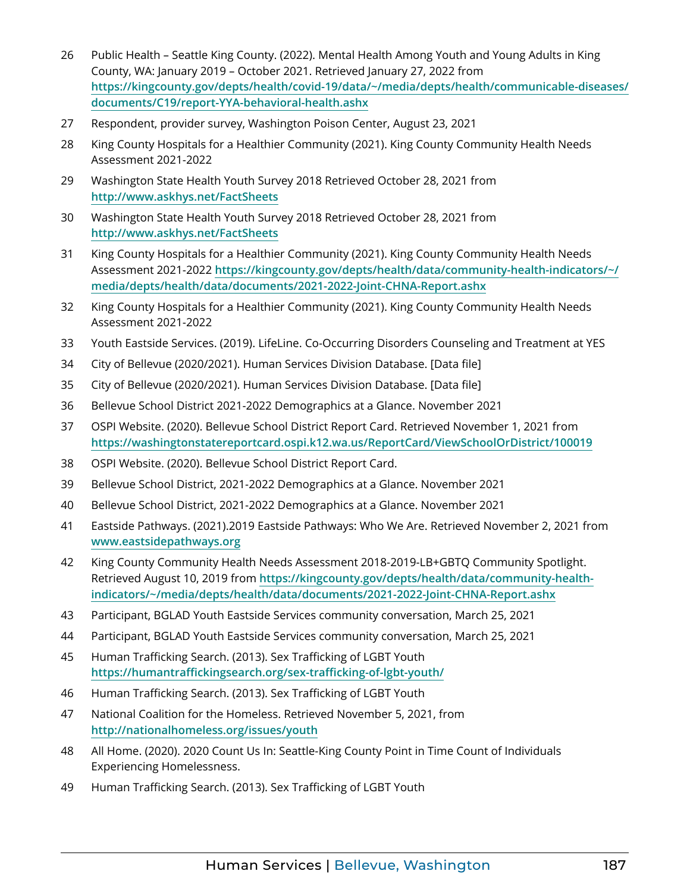26 Public Health – Seattle King County. (2022). Mental Health Among Youth and Young Adults in King County, WA: January 2019 – October 2021. Retrieved January 27, 2022 from https://kingcounty.gov/depts/health/covid-19/data/~/media/depts/health/communicable-diseases/documents/C19/report-YYA-behavioral-health.ashx

27 Respondent, provider survey, Washington Poison Center, August 23, 2021

28 King County Hospitals for a Healthier Community (2021). King County Community Health Needs Assessment 2021-2022

29 Washington State Health Youth Survey 2018 Retrieved October 28, 2021 from http://www.askhys.net/FactSheets

30 Washington State Health Youth Survey 2018 Retrieved October 28, 2021 from http://www.askhys.net/FactSheets

31 King County Hospitals for a Healthier Community (2021). King County Community Health Needs Assessment 2021-2022 https://kingcounty.gov/depts/health/data/community-health-indicators/~/media/depts/health/data/documents/2021-2022-Joint-CHNA-Report.ashx

32 King County Hospitals for a Healthier Community (2021). King County Community Health Needs Assessment 2021-2022

33 Youth Eastside Services. (2019). LifeLine. Co-Occurring Disorders Counseling and Treatment at YES

34 City of Bellevue (2020/2021). Human Services Division Database. [Data file]

35 City of Bellevue (2020/2021). Human Services Division Database. [Data file]

36 Bellevue School District 2021-2022 Demographics at a Glance. November 2021

37 OSPI Website. (2020). Bellevue School District Report Card. Retrieved November 1, 2021 from https://washingtonstatereportcard.ospi.k12.wa.us/ReportCard/ViewSchoolOrDistrict/100019

38 OSPI Website. (2020). Bellevue School District Report Card.

39 Bellevue School District, 2021-2022 Demographics at a Glance. November 2021

40 Bellevue School District, 2021-2022 Demographics at a Glance. November 2021

41 Eastside Pathways. (2021).2019 Eastside Pathways: Who We Are. Retrieved November 2, 2021 from www.eastsidepathways.org

42 King County Community Health Needs Assessment 2018-2019-LB+GBTQ Community Spotlight. Retrieved August 10, 2019 from https://kingcounty.gov/depts/health/data/community-health-indicators/~/media/depts/health/data/documents/2021-2022-Joint-CHNA-Report.ashx

43 Participant, BGLAD Youth Eastside Services community conversation, March 25, 2021

44 Participant, BGLAD Youth Eastside Services community conversation, March 25, 2021

45 Human Trafficking Search. (2013). Sex Trafficking of LGBT Youth https://humantraffickingsearch.org/sex-trafficking-of-lgbt-youth/

46 Human Trafficking Search. (2013). Sex Trafficking of LGBT Youth

47 National Coalition for the Homeless. Retrieved November 5, 2021, from http://nationalhomeless.org/issues/youth

48 All Home. (2020). 2020 Count Us In: Seattle-King County Point in Time Count of Individuals Experiencing Homelessness.

49 Human Trafficking Search. (2013). Sex Trafficking of LGBT Youth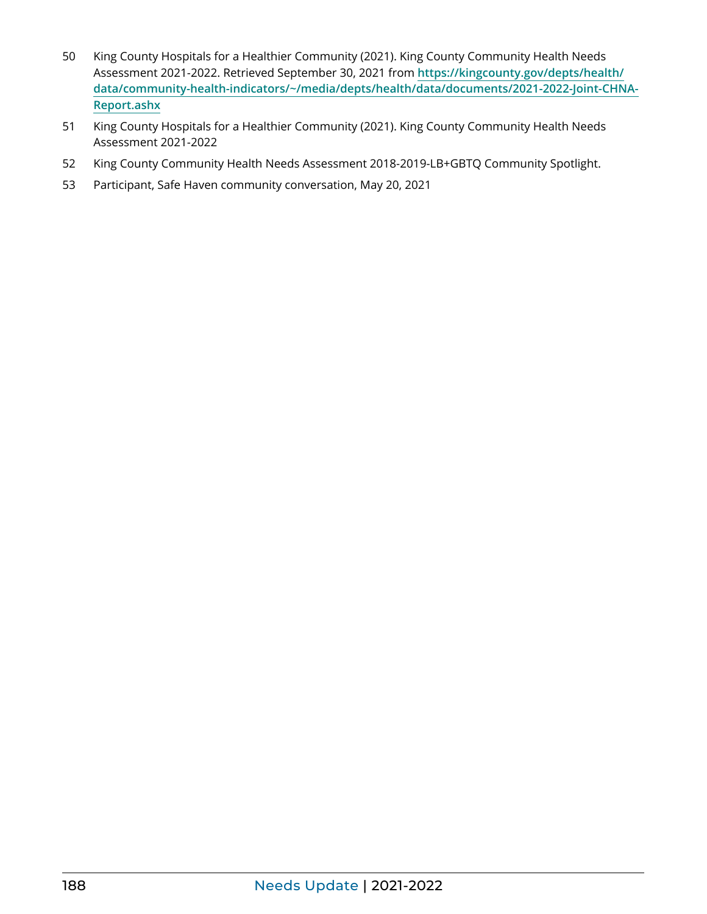50 King County Hospitals for a Healthier Community (2021). King County Community Health Needs Assessment 2021-2022. Retrieved September 30, 2021 from **https://kingcounty.gov/depts/health/data/community-health-indicators/~/media/depts/health/data/documents/2021-2022-Joint-CHNA-Report.ashx**

51 King County Hospitals for a Healthier Community (2021). King County Community Health Needs Assessment 2021-2022

52 King County Community Health Needs Assessment 2018-2019-LB+GBTQ Community Spotlight.

53 Participant, Safe Haven community conversation, May 20, 2021